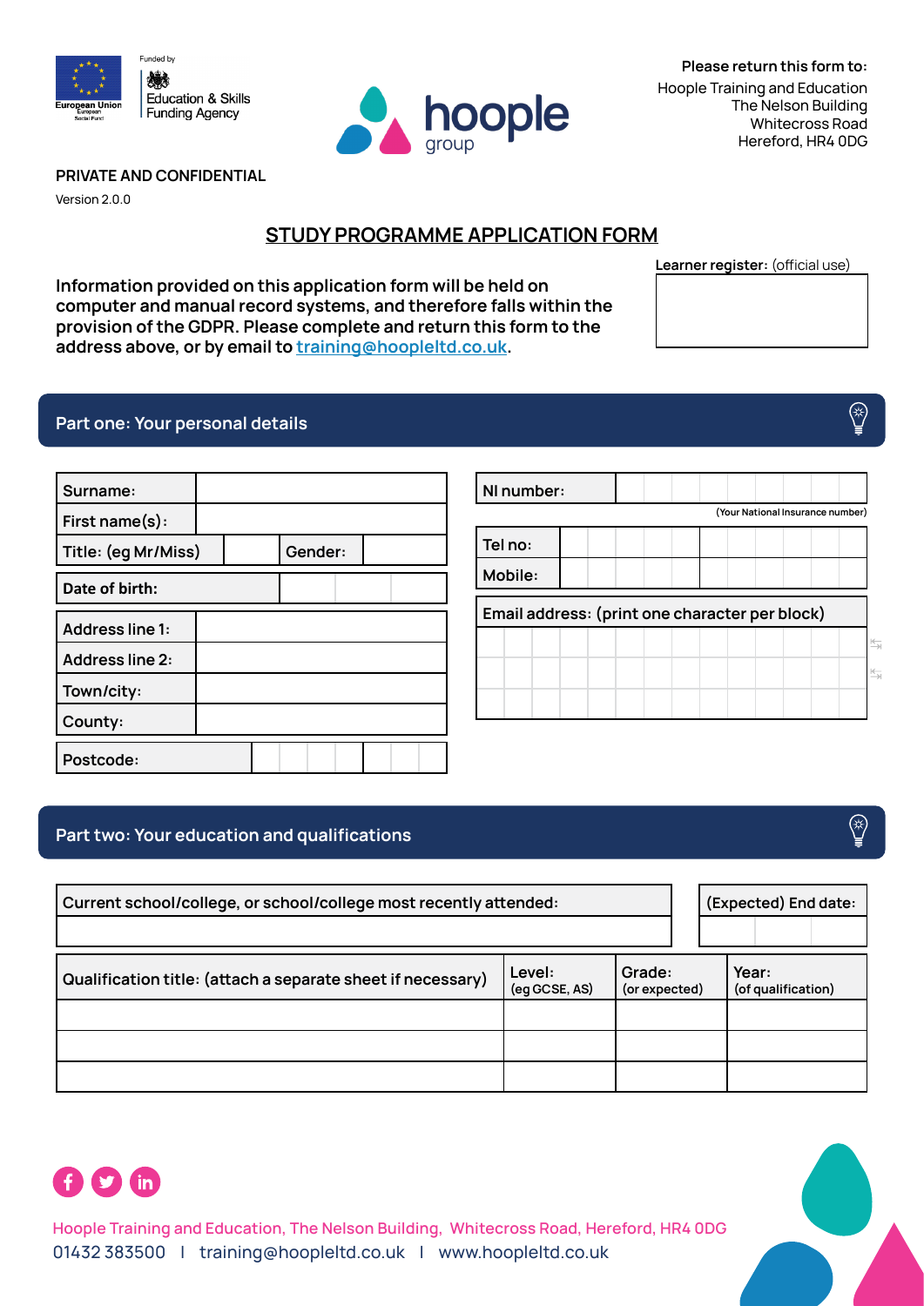Funded by

European Union European Social Fund

Education & Skills Funding Agency

hoople group

**Please return this form to:**

Hoople Training and Education
The Nelson Building
Whitecross Road
Hereford, HR4 0DG

**PRIVATE AND CONFIDENTIAL**

Version 2.0.0

# STUDY PROGRAMME APPLICATION FORM

**Learner register:** (official use)

| |
|---|
| |

**Information provided on this application form will be held on computer and manual record systems, and therefore falls within the provision of the GDPR. Please complete and return this form to the address above, or by email to training@hoopleltd.co.uk.**

## Part one: Your personal details

| | | | |
|---|---|---|---|
| Surname: | | | |
| First name(s): | | | |
| Title: (eg Mr/Miss) | | Gender: | |
| Date of birth: | | | |
| Address line 1: | | | |
| Address line 2: | | | |
| Town/city: | | | |
| County: | | | |
| Postcode: | | | |

| | |
|---|---|
| NI number: | |

(Your National Insurance number)

| | |
|---|---|
| Tel no: | |
| Mobile: | |

| Email address: (print one character per block) |
|---|
| |
| |
| |

## Part two: Your education and qualifications

| Current school/college, or school/college most recently attended: | (Expected) End date: |
|---|---|
| | |

| Qualification title: (attach a separate sheet if necessary) | Level: (eg GCSE, AS) | Grade: (or expected) | Year: (of qualification) |
|---|---|---|---|
| | | | |
| | | | |
| | | | |

Hoople Training and Education, The Nelson Building, Whitecross Road, Hereford, HR4 0DG
01432 383500 | training@hoopleltd.co.uk | www.hoopleltd.co.uk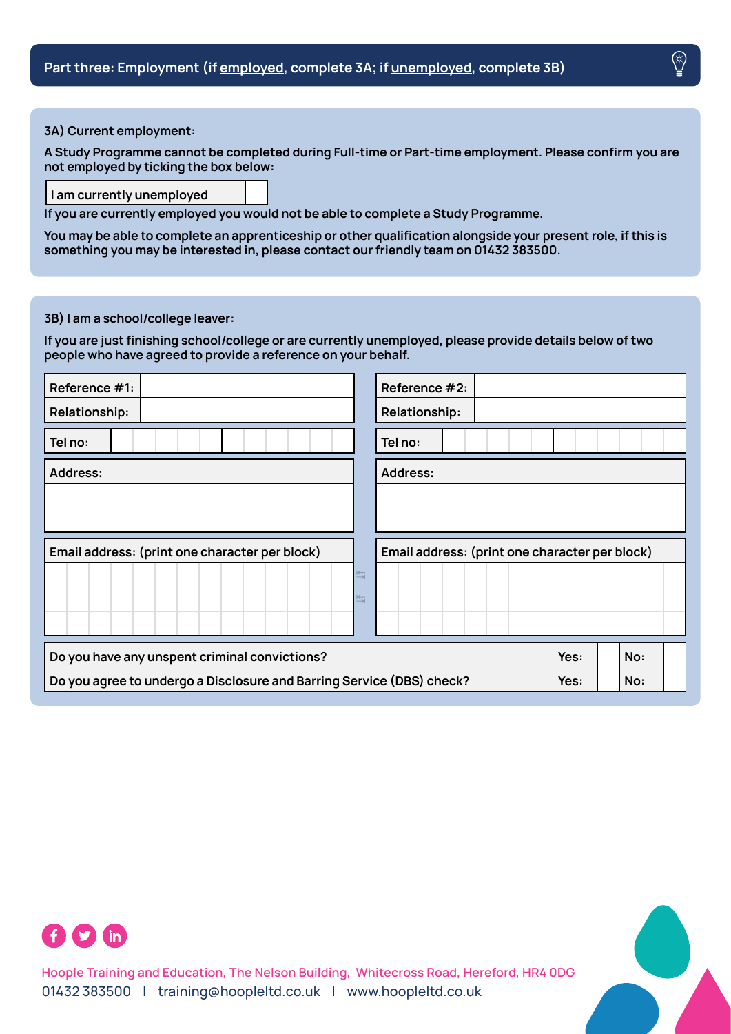## Part three: Employment (if employed, complete 3A; if unemployed, complete 3B)

### 3A) Current employment:

A Study Programme cannot be completed during Full-time or Part-time employment. Please confirm you are not employed by ticking the box below:

| I am currently unemployed | |
|---|---|

If you are currently employed you would not be able to complete a Study Programme.

You may be able to complete an apprenticeship or other qualification alongside your present role, if this is something you may be interested in, please contact our friendly team on 01432 383500.

### 3B) I am a school/college leaver:

If you are just finishing school/college or are currently unemployed, please provide details below of two people who have agreed to provide a reference on your behalf.

| Reference #1: | | Reference #2: | |
|---|---|---|---|
| Relationship: | | Relationship: | |
| Tel no: | | Tel no: | |
| Address: | | Address: | |
| Email address: (print one character per block) | | Email address: (print one character per block) | |

| | Yes: | | No: | |
|---|---|---|---|---|
| Do you have any unspent criminal convictions? | Yes: | | No: | |
| Do you agree to undergo a Disclosure and Barring Service (DBS) check? | Yes: | | No: | |

Hoople Training and Education, The Nelson Building, Whitecross Road, Hereford, HR4 0DG
01432 383500 | training@hoopleltd.co.uk | www.hoopleltd.co.uk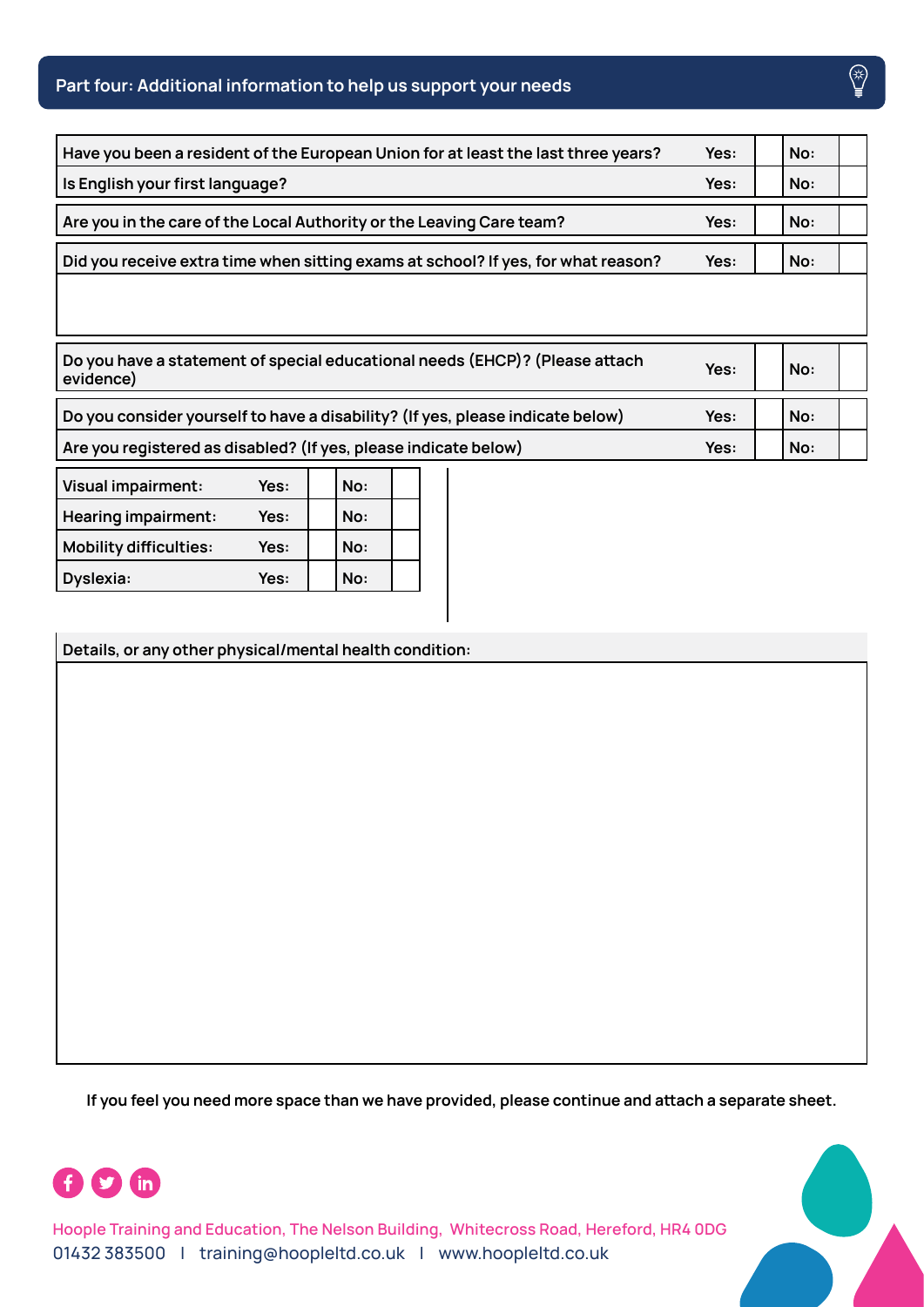## Part four: Additional information to help us support your needs

| | | | | |
|---|---|---|---|---|
| Have you been a resident of the European Union for at least the last three years? | Yes: | | No: | |
| Is English your first language? | Yes: | | No: | |

| | | | | |
|---|---|---|---|---|
| Are you in the care of the Local Authority or the Leaving Care team? | Yes: | | No: | |

| | | | | |
|---|---|---|---|---|
| Did you receive extra time when sitting exams at school? If yes, for what reason? | Yes: | | No: | |
| | | | | |

| | | | | |
|---|---|---|---|---|
| Do you have a statement of special educational needs (EHCP)? (Please attach evidence) | Yes: | | No: | |

| | | | | |
|---|---|---|---|---|
| Do you consider yourself to have a disability? (If yes, please indicate below) | Yes: | | No: | |
| Are you registered as disabled? (If yes, please indicate below) | Yes: | | No: | |

| | | | | |
|---|---|---|---|---|
| Visual impairment: | Yes: | | No: | |
| Hearing impairment: | Yes: | | No: | |
| Mobility difficulties: | Yes: | | No: | |
| Dyslexia: | Yes: | | No: | |

**Details, or any other physical/mental health condition:**

If you feel you need more space than we have provided, please continue and attach a separate sheet.

Hoople Training and Education, The Nelson Building, Whitecross Road, Hereford, HR4 0DG
01432 383500 | training@hoopleltd.co.uk | www.hoopleltd.co.uk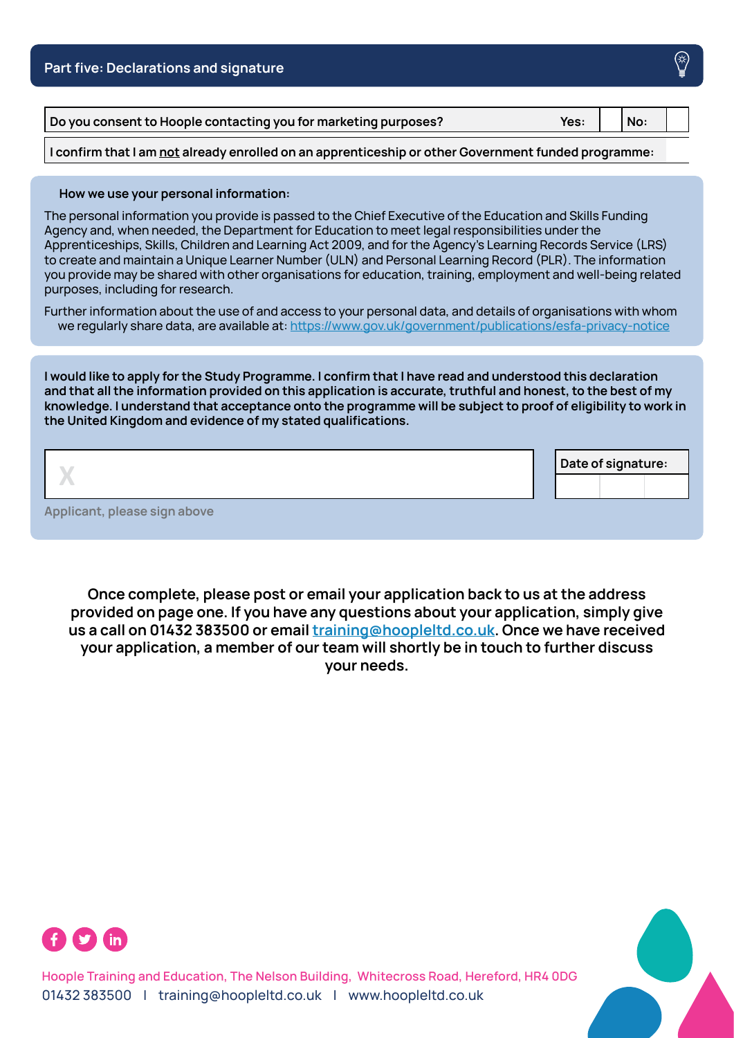## Part five: Declarations and signature

| Do you consent to Hoople contacting you for marketing purposes? | Yes: | | No: | |
|---|---|---|---|---|

I confirm that I am <u>not</u> already enrolled on an apprenticeship or other Government funded programme:

**How we use your personal information:**

The personal information you provide is passed to the Chief Executive of the Education and Skills Funding Agency and, when needed, the Department for Education to meet legal responsibilities under the Apprenticeships, Skills, Children and Learning Act 2009, and for the Agency's Learning Records Service (LRS) to create and maintain a Unique Learner Number (ULN) and Personal Learning Record (PLR). The information you provide may be shared with other organisations for education, training, employment and well-being related purposes, including for research.

Further information about the use of and access to your personal data, and details of organisations with whom we regularly share data, are available at: [https://www.gov.uk/government/publications/esfa-privacy-notice](https://www.gov.uk/government/publications/esfa-privacy-notice)

**I would like to apply for the Study Programme. I confirm that I have read and understood this declaration and that all the information provided on this application is accurate, truthful and honest, to the best of my knowledge. I understand that acceptance onto the programme will be subject to proof of eligibility to work in the United Kingdom and evidence of my stated qualifications.**

X

Applicant, please sign above

**Date of signature:**

**Once complete, please post or email your application back to us at the address provided on page one. If you have any questions about your application, simply give us a call on 01432 383500 or email [training@hoopleltd.co.uk](mailto:training@hoopleltd.co.uk). Once we have received your application, a member of our team will shortly be in touch to further discuss your needs.**

Hoople Training and Education, The Nelson Building, Whitecross Road, Hereford, HR4 0DG
01432 383500 | training@hoopleltd.co.uk | www.hoopleltd.co.uk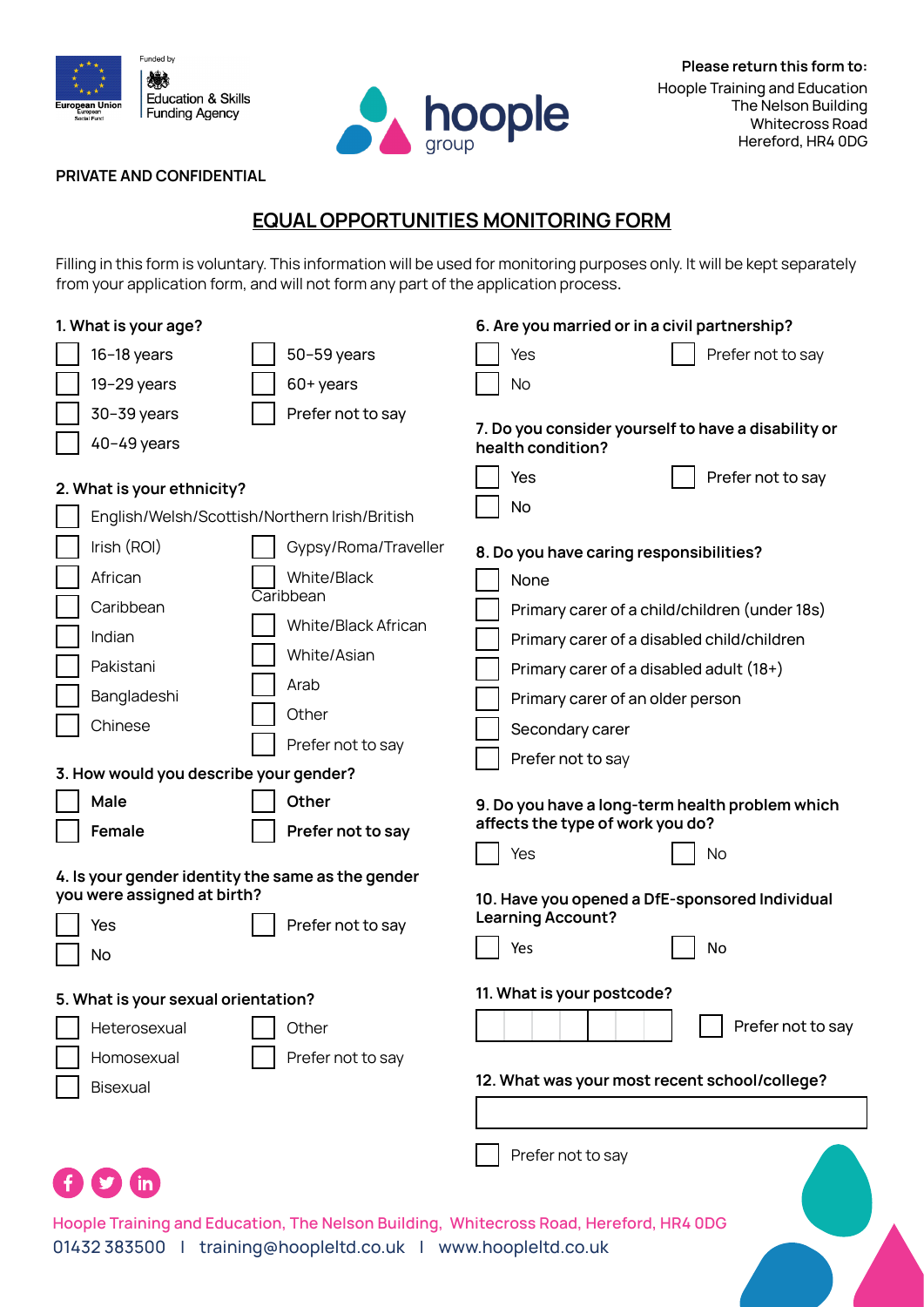Funded by

Education & Skills Funding Agency

European Union European Social Fund

hoople group

**Please return this form to:**
Hoople Training and Education
The Nelson Building
Whitecross Road
Hereford, HR4 0DG

**PRIVATE AND CONFIDENTIAL**

# EQUAL OPPORTUNITIES MONITORING FORM

Filling in this form is voluntary. This information will be used for monitoring purposes only. It will be kept separately from your application form, and will not form any part of the application process.

**1. What is your age?**

- ☐ 16–18 years
- ☐ 19–29 years
- ☐ 30–39 years
- ☐ 40–49 years
- ☐ 50–59 years
- ☐ 60+ years
- ☐ Prefer not to say

**2. What is your ethnicity?**

- ☐ English/Welsh/Scottish/Northern Irish/British
- ☐ Irish (ROI)
- ☐ African
- ☐ Caribbean
- ☐ Indian
- ☐ Pakistani
- ☐ Bangladeshi
- ☐ Chinese
- ☐ Gypsy/Roma/Traveller
- ☐ White/Black Caribbean
- ☐ White/Black African
- ☐ White/Asian
- ☐ Arab
- ☐ Other
- ☐ Prefer not to say

**3. How would you describe your gender?**

- ☐ **Male**
- ☐ **Female**
- ☐ **Other**
- ☐ **Prefer not to say**

**4. Is your gender identity the same as the gender you were assigned at birth?**

- ☐ Yes
- ☐ No
- ☐ Prefer not to say

**5. What is your sexual orientation?**

- ☐ Heterosexual
- ☐ Homosexual
- ☐ Bisexual
- ☐ Other
- ☐ Prefer not to say

**6. Are you married or in a civil partnership?**

- ☐ Yes
- ☐ No
- ☐ Prefer not to say

**7. Do you consider yourself to have a disability or health condition?**

- ☐ Yes
- ☐ No
- ☐ Prefer not to say

**8. Do you have caring responsibilities?**

- ☐ None
- ☐ Primary carer of a child/children (under 18s)
- ☐ Primary carer of a disabled child/children
- ☐ Primary carer of a disabled adult (18+)
- ☐ Primary carer of an older person
- ☐ Secondary carer
- ☐ Prefer not to say

**9. Do you have a long-term health problem which affects the type of work you do?**

- ☐ Yes
- ☐ No

**10. Have you opened a DfE-sponsored Individual Learning Account?**

- ☐ Yes
- ☐ No

**11. What is your postcode?**

☐☐☐☐ ☐☐☐

- ☐ Prefer not to say

**12. What was your most recent school/college?**

____________________

- ☐ Prefer not to say

Hoople Training and Education, The Nelson Building, Whitecross Road, Hereford, HR4 0DG
01432 383500 | training@hoopleltd.co.uk | www.hoopleltd.co.uk